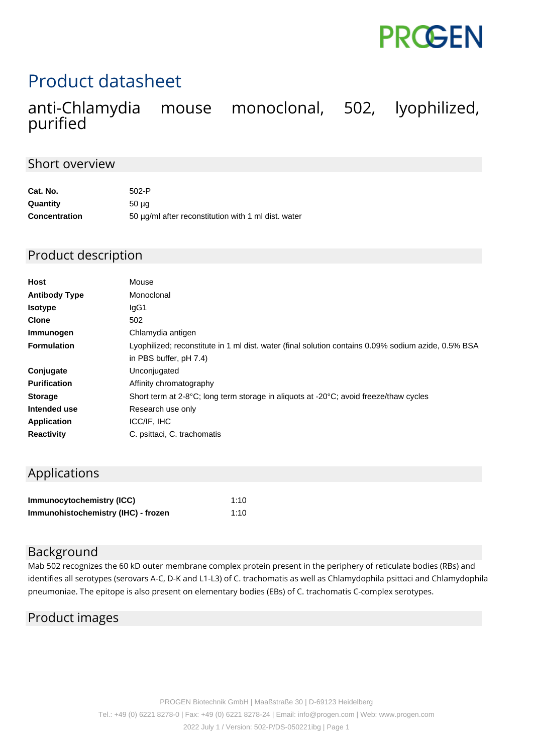PROGEN

# Product datasheet

## anti-Chlamydia mouse monoclonal, 502, lyophilized, purified

### Short overview

| | |
|---|---|
| **Cat. No.** | 502-P |
| **Quantity** | 50 µg |
| **Concentration** | 50 µg/ml after reconstitution with 1 ml dist. water |

### Product description

| | |
|---|---|
| **Host** | Mouse |
| **Antibody Type** | Monoclonal |
| **Isotype** | IgG1 |
| **Clone** | 502 |
| **Immunogen** | Chlamydia antigen |
| **Formulation** | Lyophilized; reconstitute in 1 ml dist. water (final solution contains 0.09% sodium azide, 0.5% BSA in PBS buffer, pH 7.4) |
| **Conjugate** | Unconjugated |
| **Purification** | Affinity chromatography |
| **Storage** | Short term at 2-8°C; long term storage in aliquots at -20°C; avoid freeze/thaw cycles |
| **Intended use** | Research use only |
| **Application** | ICC/IF, IHC |
| **Reactivity** | C. psittaci, C. trachomatis |

### Applications

| | |
|---|---|
| **Immunocytochemistry (ICC)** | 1:10 |
| **Immunohistochemistry (IHC) - frozen** | 1:10 |

### Background

Mab 502 recognizes the 60 kD outer membrane complex protein present in the periphery of reticulate bodies (RBs) and identifies all serotypes (serovars A-C, D-K and L1-L3) of C. trachomatis as well as Chlamydophila psittaci and Chlamydophila pneumoniae. The epitope is also present on elementary bodies (EBs) of C. trachomatis C-complex serotypes.

### Product images

PROGEN Biotechnik GmbH | Maaßstraße 30 | D-69123 Heidelberg

Tel.: +49 (0) 6221 8278-0 | Fax: +49 (0) 6221 8278-24 | Email: info@progen.com | Web: www.progen.com

2022 July 1 / Version: 502-P/DS-050221ibg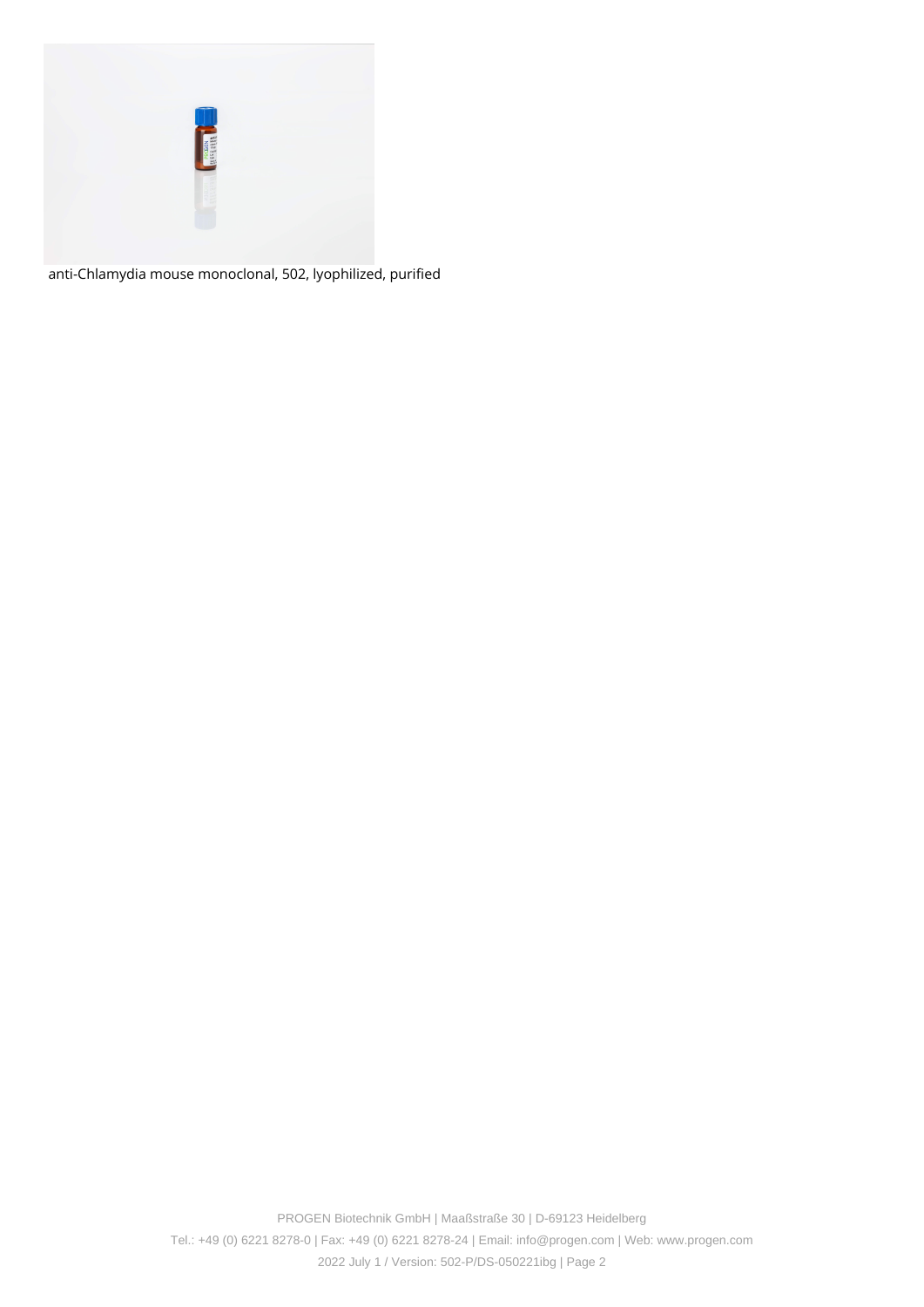anti-Chlamydia mouse monoclonal, 502, lyophilized, purified